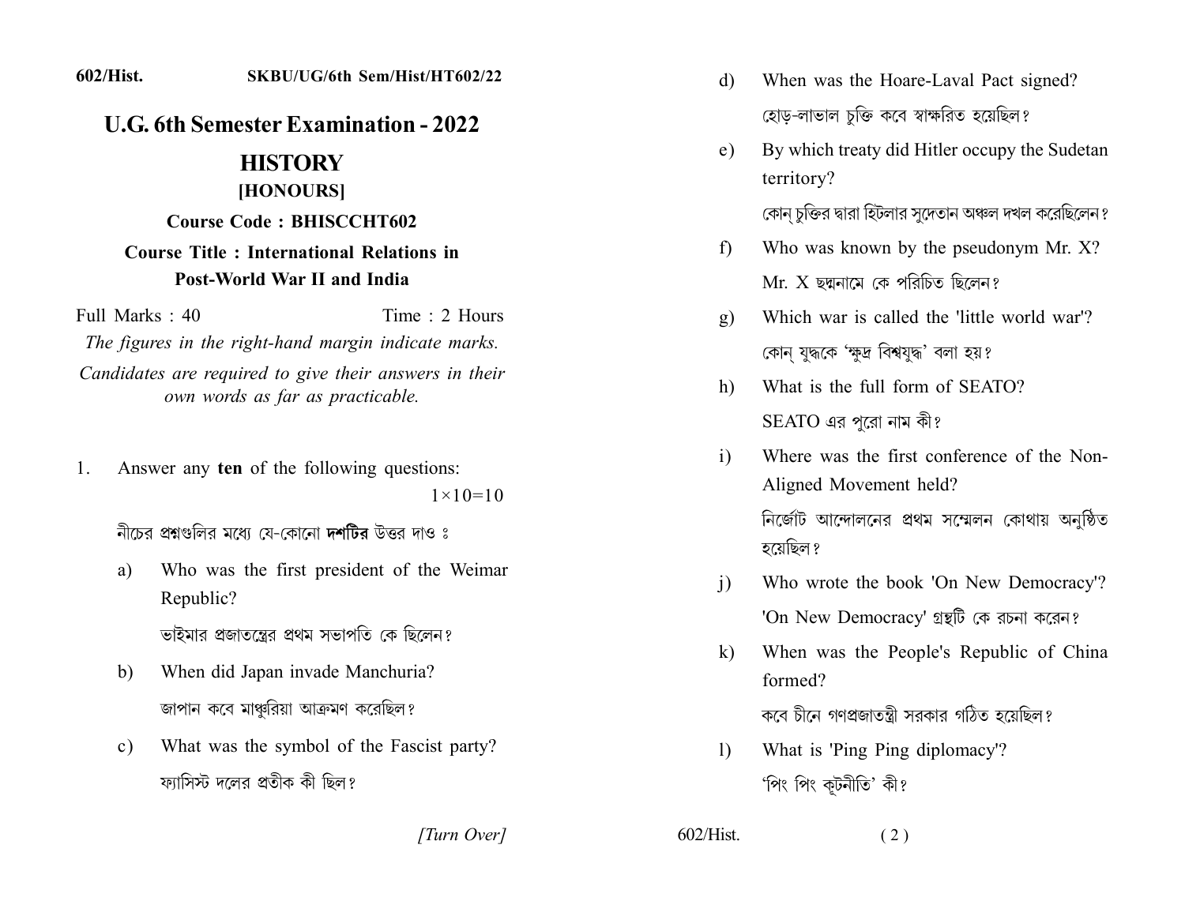602/Hist. SKBU/UG/6th Sem/Hist/HT602/22

# U.G. 6th Semester Examination - 2022

## HISTORY

### [HONOURS]

**Course Code : BHISCCHT602**

**Course Title : International Relations in Post-World War II and India**

Full Marks : 40 Time : 2 Hours

*The figures in the right-hand margin indicate marks.*

*Candidates are required to give their answers in their own words as far as practicable.*

1. Answer any **ten** of the following questions: 1×10=10

   নীচের প্রশ্নগুলির মধ্যে যে-কোনো **দশটির** উত্তর দাও ঃ

   a) Who was the first president of the Weimar Republic?

      ভাইমার প্রজাতন্ত্রের প্রথম সভাপতি কে ছিলেন?

   b) When did Japan invade Manchuria?

      জাপান কবে মাঞ্চুরিয়া আক্রমণ করেছিল?

   c) What was the symbol of the Fascist party?

      ফ্যাসিস্ট দলের প্রতীক কী ছিল?

   d) When was the Hoare-Laval Pact signed?

      হোড়-লাভাল চুক্তি কবে স্বাক্ষরিত হয়েছিল?

   e) By which treaty did Hitler occupy the Sudetan territory?

      কোন্ চুক্তির দ্বারা হিটলার সুদেতান অঞ্চল দখল করেছিলেন?

   f) Who was known by the pseudonym Mr. X?

      Mr. X ছদ্মনামে কে পরিচিত ছিলেন?

   g) Which war is called the 'little world war'?

      কোন্ যুদ্ধকে 'ক্ষুদ্র বিশ্বযুদ্ধ' বলা হয়?

   h) What is the full form of SEATO?

      SEATO এর পুরো নাম কী?

   i) Where was the first conference of the Non-Aligned Movement held?

      নির্জোট আন্দোলনের প্রথম সম্মেলন কোথায় অনুষ্ঠিত হয়েছিল?

   j) Who wrote the book 'On New Democracy'?

      'On New Democracy' গ্রন্থটি কে রচনা করেন?

   k) When was the People's Republic of China formed?

      কবে চীনে গণপ্রজাতন্ত্রী সরকার গঠিত হয়েছিল?

   l) What is 'Ping Ping diplomacy'?

      'পিং পিং কূটনীতি' কী?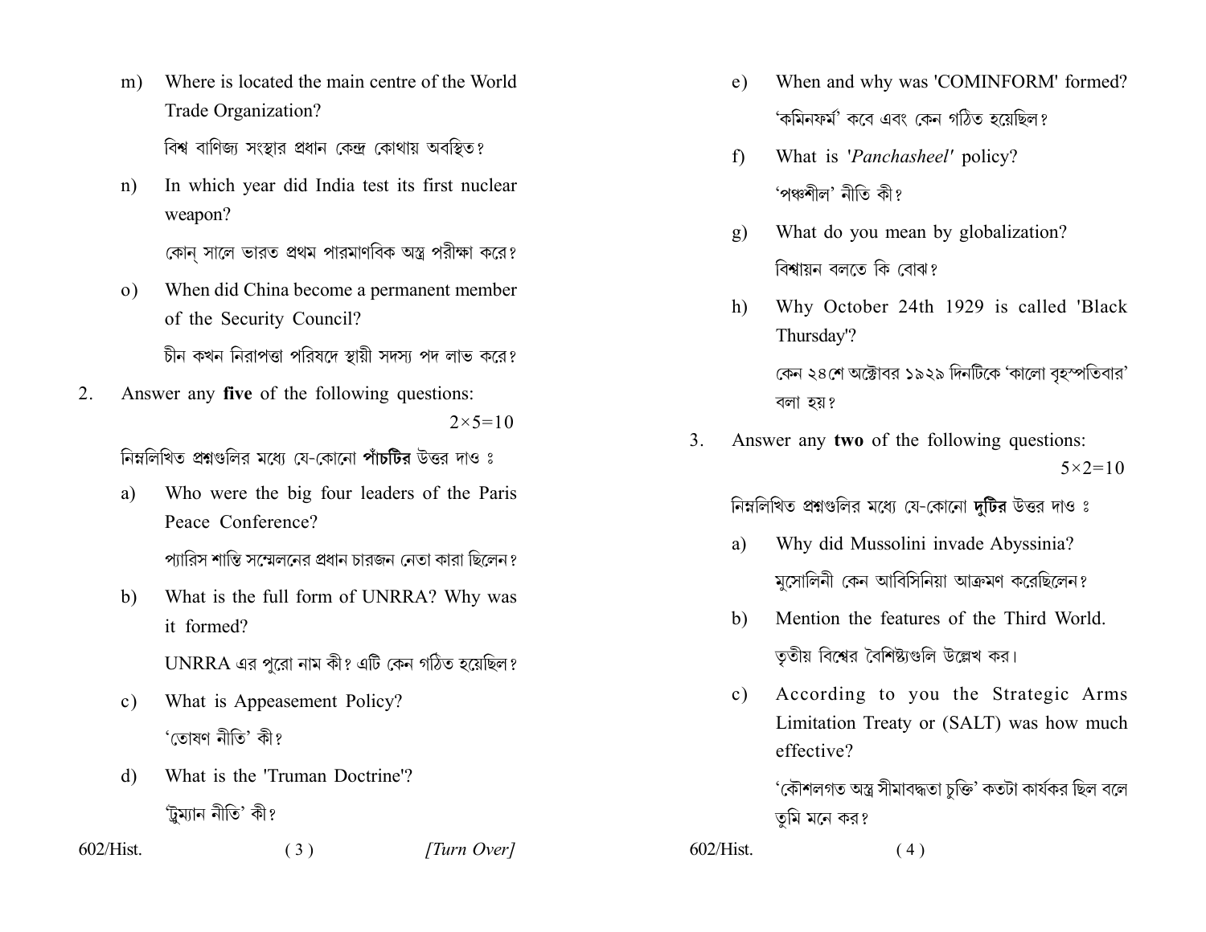m) Where is located the main centre of the World Trade Organization?

বিশ্ব বাণিজ্য সংস্থার প্রধান কেন্দ্র কোথায় অবস্থিত?

n) In which year did India test its first nuclear weapon?

কোন্ সালে ভারত প্রথম পারমাণবিক অস্ত্র পরীক্ষা করে?

o) When did China become a permanent member of the Security Council?

চীন কখন নিরাপত্তা পরিষদে স্থায়ী সদস্য পদ লাভ করে?

2. Answer any **five** of the following questions: $2 \times 5 = 10$

নিম্নলিখিত প্রশ্নগুলির মধ্যে যে-কোনো **পাঁচটির** উত্তর দাও ঃ

a) Who were the big four leaders of the Paris Peace Conference?

প্যারিস শান্তি সম্মেলনের প্রধান চারজন নেতা কারা ছিলেন?

b) What is the full form of UNRRA? Why was it formed?

UNRRA এর পুরো নাম কী? এটি কেন গঠিত হয়েছিল?

c) What is Appeasement Policy?

'তোষণ নীতি' কী?

d) What is the 'Truman Doctrine'?

'ট্রুম্যান নীতি' কী?

e) When and why was 'COMINFORM' formed?

'কমিনফর্ম' কবে এবং কেন গঠিত হয়েছিল?

f) What is '*Panchasheel*' policy?

'পঞ্চশীল' নীতি কী?

g) What do you mean by globalization?

বিশ্বায়ন বলতে কি বোঝ?

h) Why October 24th 1929 is called 'Black Thursday'?

কেন ২৪শে অক্টোবর ১৯২৯ দিনটিকে 'কালো বৃহস্পতিবার' বলা হয়?

3. Answer any **two** of the following questions: $5 \times 2 = 10$

নিম্নলিখিত প্রশ্নগুলির মধ্যে যে-কোনো **দুটির** উত্তর দাও ঃ

a) Why did Mussolini invade Abyssinia?

মুসোলিনী কেন আবিসিনিয়া আক্রমণ করেছিলেন?

b) Mention the features of the Third World.

তৃতীয় বিশ্বের বৈশিষ্ট্যগুলি উল্লেখ কর।

c) According to you the Strategic Arms Limitation Treaty or (SALT) was how much effective?

'কৌশলগত অস্ত্র সীমাবদ্ধতা চুক্তি' কতটা কার্যকর ছিল বলে তুমি মনে কর?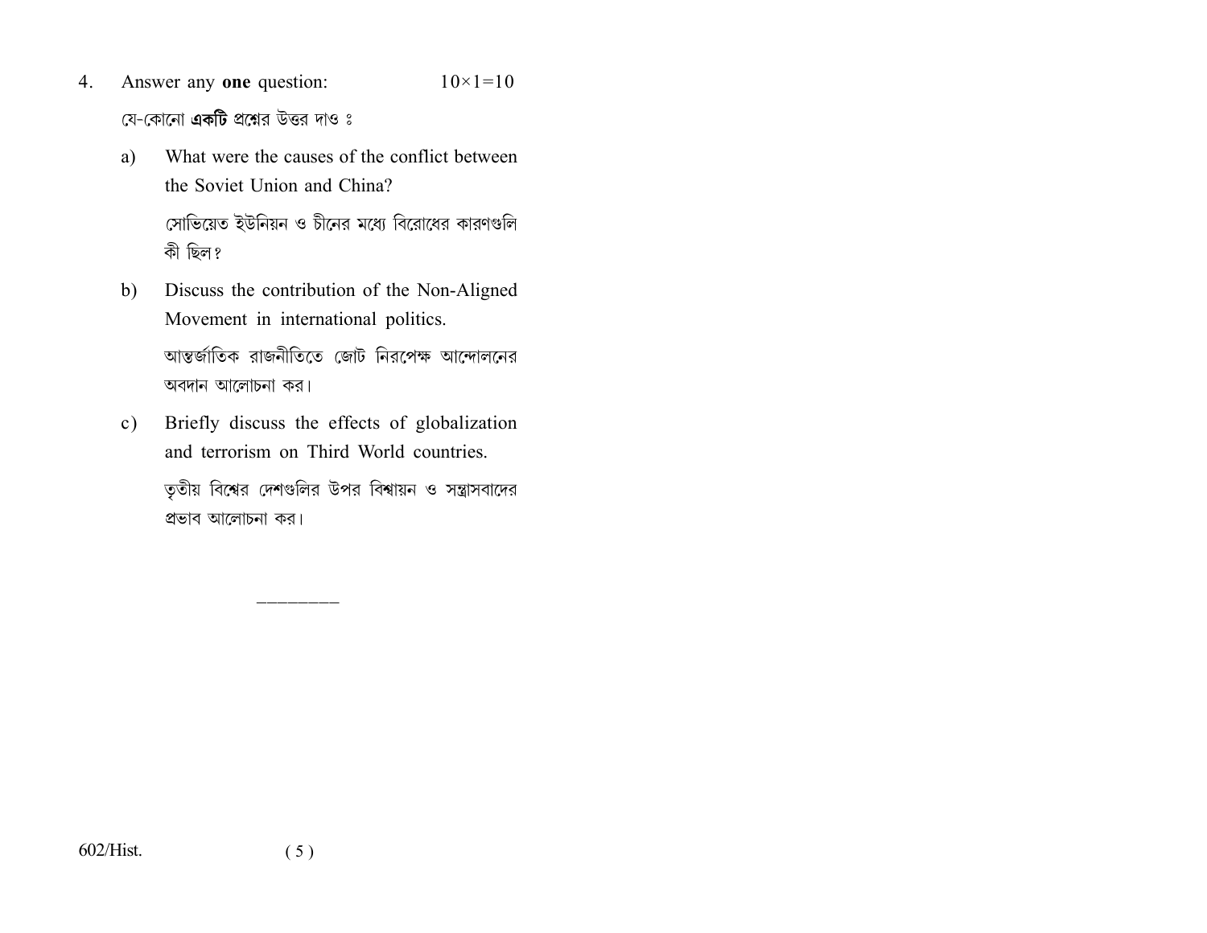4. Answer any **one** question: $10 \times 1 = 10$

যে-কোনো **একটি** প্রশ্নের উত্তর দাও ঃ

a) What were the causes of the conflict between the Soviet Union and China?

সোভিয়েত ইউনিয়ন ও চীনের মধ্যে বিরোধের কারণগুলি কী ছিল?

b) Discuss the contribution of the Non-Aligned Movement in international politics.

আন্তর্জাতিক রাজনীতিতে জোট নিরপেক্ষ আন্দোলনের অবদান আলোচনা কর।

c) Briefly discuss the effects of globalization and terrorism on Third World countries.

তৃতীয় বিশ্বের দেশগুলির উপর বিশ্বায়ন ও সন্ত্রাসবাদের প্রভাব আলোচনা কর।

————